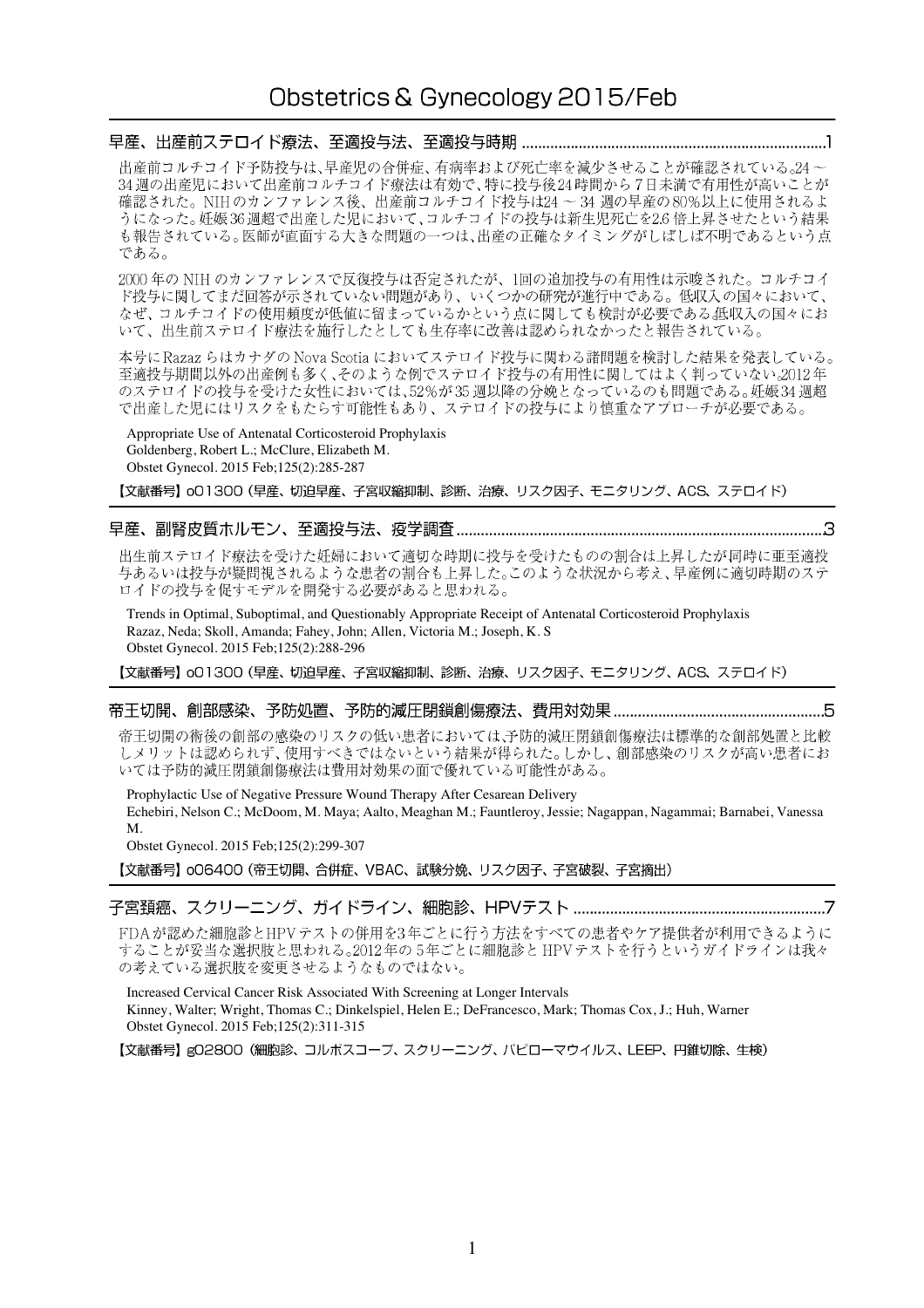#  Obstetrics＆Gynecology 2015/Feb

## 早産、出産前ステロイド療法、至適投与法、至適投与時期 ........................................................................1

出産前コルチコイド予防投与は、早産児の合併症、有病率および死亡率を減少させることが確認されている。24 ～ 34週の出産児において出産前コルチコイド療法は有効で、特に投与後24時間から7日未満で有用性が高いことが確認された。NIHのカンファレンス後、出産前コルチコイド投与は24 ～ 34 週の早産の80％以上に使用されるようになった。妊娠36週超で出産した児において、コルチコイドの投与は新生児死亡を2.6 倍上昇させたという結果も報告されている。医師が直面する大きな問題の一つは、出産の正確なタイミングがしばしば不明であるという点である。

2000 年の NIH のカンファレンスで反復投与は否定されたが、1回の追加投与の有用性は示唆された。コルチコイド投与に関してまだ回答が示されていない問題があり、いくつかの研究が進行中である。低収入の国々において、なぜ、コルチコイドの使用頻度が低値に留まっているかという点に関しても検討が必要である.低収入の国々において、出生前ステロイド療法を施行したとしても生存率に改善は認められなかったと報告されている。

本号にRazaz らはカナダのNova Scotia においてステロイド投与に関わる諸問題を検討した結果を発表している。至適投与期間以外の出産例も多く、そのような例でステロイド投与の有用性に関してはよく判っていない。2012 年のステロイドの投与を受けた女性においては、52％が35 週以降の分娩となっているのも問題である。妊娠34 週超で出産した児にはリスクをもたらす可能性もあり、ステロイドの投与により慎重なアプローチが必要である。

Appropriate Use of Antenatal Corticosteroid Prophylaxis
Goldenberg, Robert L.; McClure, Elizabeth M.
Obstet Gynecol. 2015 Feb;125(2):285-287

【文献番号】o01300（早産、切迫早産、子宮収縮抑制、診断、治療、リスク因子、モニタリング、ACS、ステロイド）

## 早産、副腎皮質ホルモン、至適投与法、疫学調査........................................................................................3

出生前ステロイド療法を受けた妊婦において適切な時期に投与を受けたものの割合は上昇したが同時に亜至適投与あるいは投与が疑問視されるような患者の割合も上昇した。このような状況から考え、早産例に適切時期のステロイドの投与を促すモデルを開発する必要があると思われる。

Trends in Optimal, Suboptimal, and Questionably Appropriate Receipt of Antenatal Corticosteroid Prophylaxis
Razaz, Neda; Skoll, Amanda; Fahey, John; Allen, Victoria M.; Joseph, K. S
Obstet Gynecol. 2015 Feb;125(2):288-296

【文献番号】o01300（早産、切迫早産、子宮収縮抑制、診断、治療、リスク因子、モニタリング、ACS、ステロイド）

## 帝王切開、創部感染、予防処置、予防的減圧閉鎖創傷療法、費用対効果..................................................5

帝王切開の術後の創部の感染のリスクの低い患者においては、予防的減圧閉鎖創傷療法は標準的な創部処置と比較しメリットは認められず、使用すべきではないという結果が得られた。しかし、創部感染のリスクが高い患者においては予防的減圧閉鎖創傷療法は費用対効果の面で優れている可能性がある。

Prophylactic Use of Negative Pressure Wound Therapy After Cesarean Delivery
Echebiri, Nelson C.; McDoom, M. Maya; Aalto, Meaghan M.; Fauntleroy, Jessie; Nagappan, Nagammai; Barnabei, Vanessa M.
Obstet Gynecol. 2015 Feb;125(2):299-307

【文献番号】o06400（帝王切開、合併症、VBAC、試験分娩、リスク因子、子宮破裂、子宮摘出）

## 子宮頚癌、スクリーニング、ガイドライン、細胞診、HPVテスト ............................................................7

FDA が認めた細胞診とHPVテストの併用を3年ごとに行う方法をすべての患者やケア提供者が利用できるようにすることが妥当な選択肢と思われる。2012年の 5年ごとに細胞診と HPVテストを行うというガイドラインは我々の考えている選択肢を変更させるようなものではない。

Increased Cervical Cancer Risk Associated With Screening at Longer Intervals
Kinney, Walter; Wright, Thomas C.; Dinkelspiel, Helen E.; DeFrancesco, Mark; Thomas Cox, J.; Huh, Warner
Obstet Gynecol. 2015 Feb;125(2):311-315

【文献番号】g02800（細胞診、コルポスコープ、スクリーニング、パピローマウイルス、LEEP、円錐切除、生検）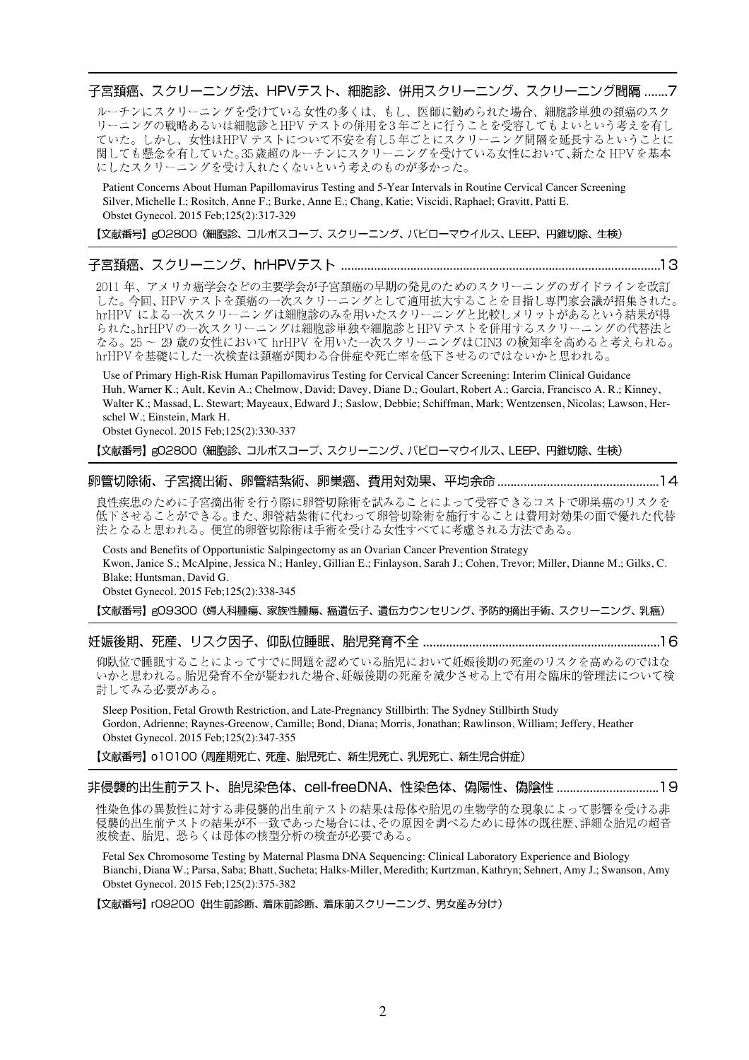## 子宮頸癌、スクリーニング法、HPVテスト、細胞診、併用スクリーニング、スクリーニング間隔 .......7

ルーチンにスクリーニングを受けている女性の多くは、もし、医師に勧められた場合、細胞診単独の頸癌のスクリーニングの戦略あるいは細胞診とHPVテストの併用を3年ごとに行うことを受容してもよいという考えを有していた。しかし、女性はHPVテストについて不安を有し5年ごとにスクリーニング間隔を延長するということに関しても懸念を有していた。35歳超のルーチンにスクリーニングを受けている女性において、新たなHPVを基本にしたスクリーニングを受け入れたくないという考えのものが多かった。

Patient Concerns About Human Papillomavirus Testing and 5-Year Intervals in Routine Cervical Cancer Screening
Silver, Michelle I.; Rositch, Anne F.; Burke, Anne E.; Chang, Katie; Viscidi, Raphael; Gravitt, Patti E.
Obstet Gynecol. 2015 Feb;125(2):317-329

【文献番号】g02800（細胞診、コルポスコープ、スクリーニング、パピローマウイルス、LEEP、円錐切除、生検）

## 子宮頸癌、スクリーニング、hrHPVテスト ........................................13

2011年、アメリカ癌学会などの主要学会が子宮頸癌の早期の発見のためのスクリーニングのガイドラインを改訂した。今回、HPVテストを頸癌の一次スクリーニングとして適用拡大することを目指し専門家会議が招集された。hrHPVによる一次スクリーニングは細胞診のみを用いたスクリーニングと比較しメリットがあるという結果が得られた。hrHPVの一次スクリーニングは細胞診単独や細胞診とHPVテストを併用するスクリーニングの代替法となる。25～29歳の女性においてhrHPVを用いた一次スクリーニングはCIN3の検知率を高めると考えられる。hrHPVを基礎にした一次検査は頸癌が関わる合併症や死亡率を低下させるのではないかと思われる。

Use of Primary High-Risk Human Papillomavirus Testing for Cervical Cancer Screening: Interim Clinical Guidance
Huh, Warner K.; Ault, Kevin A.; Chelmow, David; Davey, Diane D.; Goulart, Robert A.; Garcia, Francisco A. R.; Kinney, Walter K.; Massad, L. Stewart; Mayeaux, Edward J.; Saslow, Debbie; Schiffman, Mark; Wentzensen, Nicolas; Lawson, Herschel W.; Einstein, Mark H.
Obstet Gynecol. 2015 Feb;125(2):330-337

【文献番号】g02800（細胞診、コルポスコープ、スクリーニング、パピローマウイルス、LEEP、円錐切除、生検）

## 卵管切除術、子宮摘出術、卵管結紮術、卵巣癌、費用対効果、平均余命 ........................................14

良性疾患のために子宮摘出術を行う際に卵管切除術を試みることによって受容できるコストで卵巣癌のリスクを低下させることができる。また、卵管結紮術に代わって卵管切除術を施行することは費用対効果の面で優れた代替法となると思われる。便宜的卵管切除術は手術を受ける女性すべてに考慮される方法である。

Costs and Benefits of Opportunistic Salpingectomy as an Ovarian Cancer Prevention Strategy
Kwon, Janice S.; McAlpine, Jessica N.; Hanley, Gillian E.; Finlayson, Sarah J.; Cohen, Trevor; Miller, Dianne M.; Gilks, C. Blake; Huntsman, David G.
Obstet Gynecol. 2015 Feb;125(2):338-345

【文献番号】g09300（婦人科腫瘍、家族性腫瘍、癌遺伝子、遺伝カウンセリング、予防的摘出手術、スクリーニング、乳癌）

## 妊娠後期、死産、リスク因子、仰臥位睡眠、胎児発育不全 ........................................16

仰臥位で睡眠することによってすでに問題を認めている胎児において妊娠後期の死産のリスクを高めるのではないかと思われる。胎児発育不全が疑われた場合、妊娠後期の死産を減少させる上で有用な臨床的管理法について検討してみる必要がある。

Sleep Position, Fetal Growth Restriction, and Late-Pregnancy Stillbirth: The Sydney Stillbirth Study
Gordon, Adrienne; Raynes-Greenow, Camille; Bond, Diana; Morris, Jonathan; Rawlinson, William; Jeffery, Heather
Obstet Gynecol. 2015 Feb;125(2):347-355

【文献番号】o10100（周産期死亡、死産、胎児死亡、新生児死亡、乳児死亡、新生児合併症）

## 非侵襲的出生前テスト、胎児染色体、cell-freeDNA、性染色体、偽陽性、偽陰性 ........................................19

性染色体の異数性に対する非侵襲的出生前テストの結果は母体や胎児の生物学的な現象によって影響を受ける非侵襲的出生前テストの結果が不一致であった場合には、その原因を調べるために母体の既往歴、詳細な胎児の超音波検査、胎児、恐らくは母体の核型分析の検査が必要である。

Fetal Sex Chromosome Testing by Maternal Plasma DNA Sequencing: Clinical Laboratory Experience and Biology
Bianchi, Diana W.; Parsa, Saba; Bhatt, Sucheta; Halks-Miller, Meredith; Kurtzman, Kathryn; Sehnert, Amy J.; Swanson, Amy
Obstet Gynecol. 2015 Feb;125(2):375-382

【文献番号】r09200（出生前診断、着床前診断、着床前スクリーニング、男女産み分け）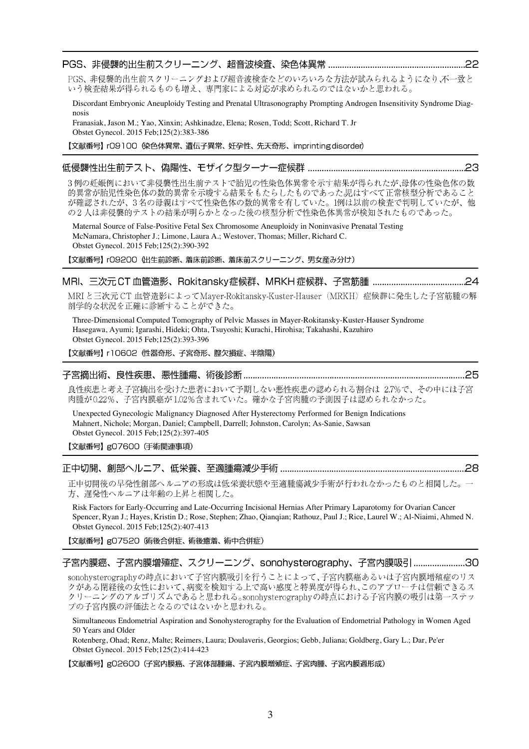## PGS、非侵襲的出生前スクリーニング、超音波検査、染色体異常 ....................22

PGS、非侵襲的出生前スクリーニングおよび超音波検査などのいろいろな方法が試みられるようになり,不一致という検査結果が得られるものも増え、専門家による対応が求められるのではないかと思われる。

Discordant Embryonic Aneuploidy Testing and Prenatal Ultrasonography Prompting Androgen Insensitivity Syndrome Diagnosis
Franasiak, Jason M.; Yao, Xinxin; Ashkinadze, Elena; Rosen, Todd; Scott, Richard T. Jr
Obstet Gynecol. 2015 Feb;125(2):383-386

【文献番号】r09100（染色体異常、遺伝子異常、妊孕性、先天奇形、imprinting disorder）

## 低侵襲性出生前テスト、偽陽性、モザイク型ターナー症候群 ....................23

3例の妊娠例において非侵襲性出生前テストで胎児の性染色体異常を示す結果が得られたが,母体の性染色体の数的異常が胎児性染色体の数的異常を示唆する結果をもたらしたものであった.児はすべて正常核型分析であることが確認されたが、3名の母親はすべて性染色体の数的異常を有していた。1例は以前の検査で判明していたが、他の2人は非侵襲的テストの結果が明らかとなった後の核型分析で性染色体異常が検知されたものであった。

Maternal Source of False-Positive Fetal Sex Chromosome Aneuploidy in Noninvasive Prenatal Testing
McNamara, Christopher J.; Limone, Laura A.; Westover, Thomas; Miller, Richard C.
Obstet Gynecol. 2015 Feb;125(2):390-392

【文献番号】r09200（出生前診断、着床前診断、着床前スクリーニング、男女産み分け）

## MRI、三次元CT血管造影、Rokitansky症候群、MRKH症候群、子宮筋腫 ....................24

MRIと三次元CT血管造影によってMayer-Rokitansky-Kuster-Hauser（MRKH）症候群に発生した子宮筋腫の解剖学的な状況を正確に診断することができた。

Three-Dimensional Computed Tomography of Pelvic Masses in Mayer-Rokitansky-Kuster-Hauser Syndrome
Hasegawa, Ayumi; Igarashi, Hideki; Ohta, Tsuyoshi; Kurachi, Hirohisa; Takahashi, Kazuhiro
Obstet Gynecol. 2015 Feb;125(2):393-396

【文献番号】r10602（性器奇形、子宮奇形、腟欠損症、半陰陽）

## 子宮摘出術、良性疾患、悪性腫瘍、術後診断 ....................25

良性疾患と考え子宮摘出を受けた患者において予期しない悪性疾患の認められる割合は 2.7%で、その中には子宮肉腫が0.22%、子宮内膜癌が1.02%含まれていた。確かな子宮肉腫の予測因子は認められなかった。

Unexpected Gynecologic Malignancy Diagnosed After Hysterectomy Performed for Benign Indications
Mahnert, Nichole; Morgan, Daniel; Campbell, Darrell; Johnston, Carolyn; As-Sanie, Sawsan
Obstet Gynecol. 2015 Feb;125(2):397-405

【文献番号】g07600（手術関連事項）

## 正中切開、創部ヘルニア、低栄養、至適腫瘍減少手術 ....................28

正中切開後の早発性創部ヘルニアの形成は低栄養状態や至適腫瘍減少手術が行われなかったものと相関した。一方、遅発性ヘルニアは年齢の上昇と相関した。

Risk Factors for Early-Occurring and Late-Occurring Incisional Hernias After Primary Laparotomy for Ovarian Cancer
Spencer, Ryan J.; Hayes, Kristin D.; Rose, Stephen; Zhao, Qianqian; Rathouz, Paul J.; Rice, Laurel W.; Al-Niaimi, Ahmed N.
Obstet Gynecol. 2015 Feb;125(2):407-413

【文献番号】g07520（術後合併症、術後癒着、術中合併症）

## 子宮内膜癌、子宮内膜増殖症、スクリーニング、sonohysterography、子宮内膜吸引 ....................30

sonohysterographyの時点において子宮内膜吸引を行うことによって、子宮内膜癌あるいは子宮内膜増殖症のリスクがある閉経後の女性において、病変を検知する上で高い感度と特異度が得られ、このアプローチは信頼できるスクリーニングのアルゴリズムであると思われる。sonohysterographyの時点における子宮内膜の吸引は第一ステップの子宮内膜の評価法となるのではないかと思われる。

Simultaneous Endometrial Aspiration and Sonohysterography for the Evaluation of Endometrial Pathology in Women Aged 50 Years and Older
Rotenberg, Ohad; Renz, Malte; Reimers, Laura; Doulaveris, Georgios; Gebb, Juliana; Goldberg, Gary L.; Dar, Pe'er
Obstet Gynecol. 2015 Feb;125(2):414-423

【文献番号】g02600（子宮内膜癌、子宮体部腫瘍、子宮内膜増殖症、子宮肉腫、子宮内膜過形成）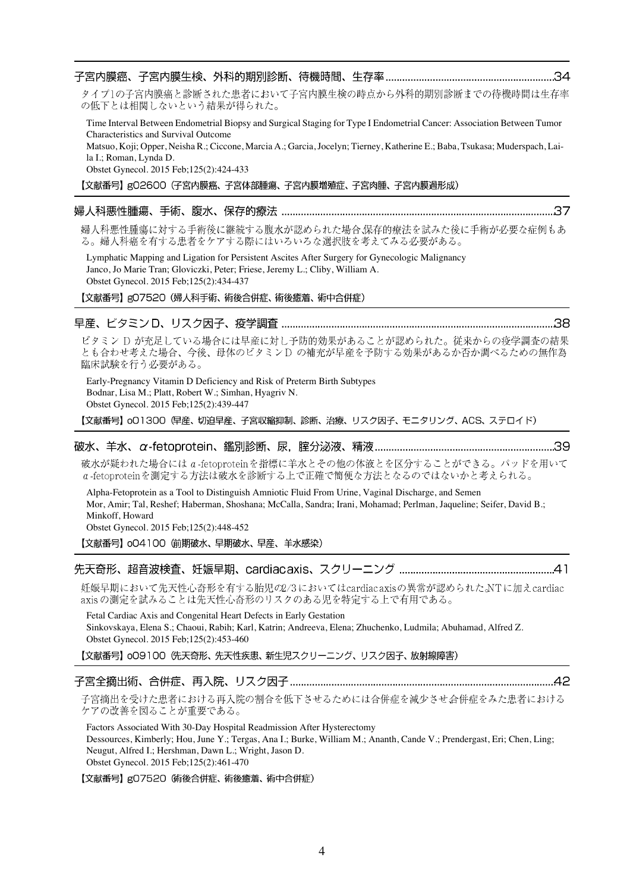## 子宮内膜癌、子宮内膜生検、外科的期別診断、待機時間、生存率 ............................................................34

タイプ1の子宮内膜癌と診断された患者において子宮内膜生検の時点から外科的期別診断までの待機時間は生存率の低下とは相関しないという結果が得られた。

Time Interval Between Endometrial Biopsy and Surgical Staging for Type I Endometrial Cancer: Association Between Tumor Characteristics and Survival Outcome
Matsuo, Koji; Opper, Neisha R.; Ciccone, Marcia A.; Garcia, Jocelyn; Tierney, Katherine E.; Baba, Tsukasa; Muderspach, Laila I.; Roman, Lynda D.
Obstet Gynecol. 2015 Feb;125(2):424-433

**【文献番号】g02600（子宮内膜癌、子宮体部腫瘍、子宮内膜増殖症、子宮肉腫、子宮内膜過形成）**

## 婦人科悪性腫瘍、手術、腹水、保存的療法 ................................................................................................37

婦人科悪性腫瘍に対する手術後に継続する腹水が認められた場合,保存的療法を試みた後に手術が必要な症例もある。婦人科癌を有する患者をケアする際にはいろいろな選択肢を考えてみる必要がある。

Lymphatic Mapping and Ligation for Persistent Ascites After Surgery for Gynecologic Malignancy
Janco, Jo Marie Tran; Gloviczki, Peter; Friese, Jeremy L.; Cliby, William A.
Obstet Gynecol. 2015 Feb;125(2):434-437

**【文献番号】g07520（婦人科手術、術後合併症、術後癒着、術中合併症）**

## 早産、ビタミンD、リスク因子、疫学調査 ................................................................................................38

ビタミン D が充足している場合には早産に対し予防的効果があることが認められた。従来からの疫学調査の結果とも合わせ考えた場合、今後、母体のビタミンD の補充が早産を予防する効果があるか否か調べるための無作為臨床試験を行う必要がある。

Early-Pregnancy Vitamin D Deficiency and Risk of Preterm Birth Subtypes
Bodnar, Lisa M.; Platt, Robert W.; Simhan, Hyagriv N.
Obstet Gynecol. 2015 Feb;125(2):439-447

**【文献番号】o01300（早産、切迫早産、子宮収縮抑制、診断、治療、リスク因子、モニタリング、ACS、ステロイド）**

## 破水、羊水、α-fetoprotein、鑑別診断、尿，膣分泌液、精液................................................................39

破水が疑われた場合にはα-fetoproteinを指標に羊水とその他の体液とを区分することができる。パッドを用いてα-fetoproteinを測定する方法は破水を診断する上で正確で簡便な方法となるのではないかと考えられる。

Alpha-Fetoprotein as a Tool to Distinguish Amniotic Fluid From Urine, Vaginal Discharge, and Semen
Mor, Amir; Tal, Reshef; Haberman, Shoshana; McCalla, Sandra; Irani, Mohamad; Perlman, Jaqueline; Seifer, David B.; Minkoff, Howard
Obstet Gynecol. 2015 Feb;125(2):448-452

**【文献番号】o04100（前期破水、早期破水、早産、羊水感染）**

## 先天奇形、超音波検査、妊娠早期、cardiacaxis、スクリーニング .......................................................41

妊娠早期において先天性心奇形を有する胎児の2/3においてはcardiac axisの異常が認められた。NTに加えcardiac axisの測定を試みることは先天性心奇形のリスクのある児を特定する上で有用である。

Fetal Cardiac Axis and Congenital Heart Defects in Early Gestation
Sinkovskaya, Elena S.; Chaoui, Rabih; Karl, Katrin; Andreeva, Elena; Zhuchenko, Ludmila; Abuhamad, Alfred Z.
Obstet Gynecol. 2015 Feb;125(2):453-460

**【文献番号】o09100（先天奇形、先天性疾患、新生児スクリーニング、リスク因子、放射線障害）**

## 子宮全摘出術、合併症、再入院、リスク因子..............................................................................................42

子宮摘出を受けた患者における再入院の割合を低下させるためには合併症を減少させ合併症をみた患者におけるケアの改善を図ることが重要である。

Factors Associated With 30-Day Hospital Readmission After Hysterectomy
Dessources, Kimberly; Hou, June Y.; Tergas, Ana I.; Burke, William M.; Ananth, Cande V.; Prendergast, Eri; Chen, Ling; Neugut, Alfred I.; Hershman, Dawn L.; Wright, Jason D.
Obstet Gynecol. 2015 Feb;125(2):461-470

**【文献番号】g07520（術後合併症、術後癒着、術中合併症）**